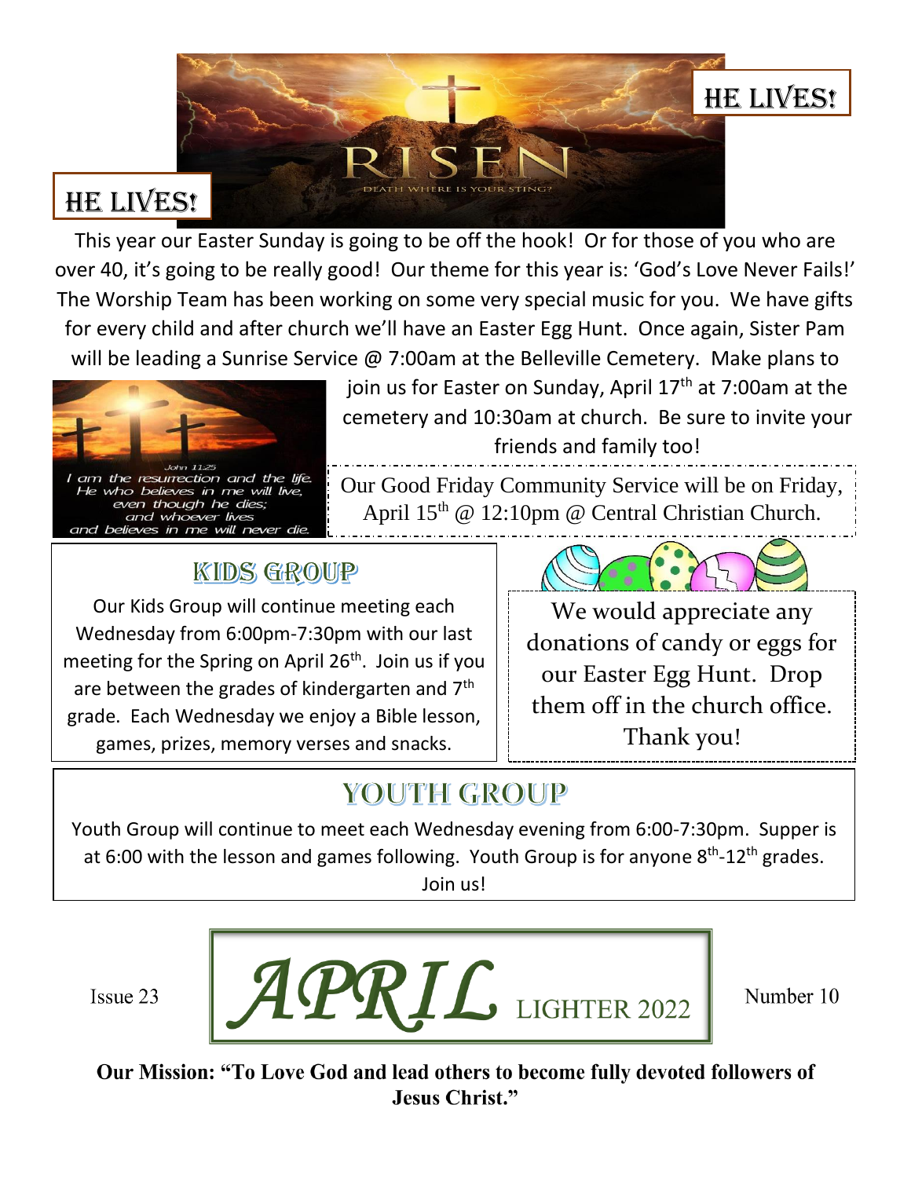# HE LIVES!

RISEN

DEATH WHERE IS YOUR STING?

# HE LIVES!

This year our Easter Sunday is going to be off the hook! Or for those of you who are over 40, it's going to be really good! Our theme for this year is: 'God's Love Never Fails!' The Worship Team has been working on some very special music for you. We have gifts for every child and after church we'll have an Easter Egg Hunt. Once again, Sister Pam will be leading a Sunrise Service @ 7:00am at the Belleville Cemetery. Make plans to join us for Easter on Sunday, April 17th at 7:00am at the cemetery and 10:30am at church. Be sure to invite your friends and family too!

*John 11:25*
*I am the resurrection and the life. He who believes in me will live, even though he dies; and whoever lives and believes in me will never die.*

Our Good Friday Community Service will be on Friday, April 15th @ 12:10pm @ Central Christian Church.

## KIDS GROUP

Our Kids Group will continue meeting each Wednesday from 6:00pm-7:30pm with our last meeting for the Spring on April 26th. Join us if you are between the grades of kindergarten and 7th grade. Each Wednesday we enjoy a Bible lesson, games, prizes, memory verses and snacks.

We would appreciate any donations of candy or eggs for our Easter Egg Hunt. Drop them off in the church office. Thank you!

## YOUTH GROUP

Youth Group will continue to meet each Wednesday evening from 6:00-7:30pm. Supper is at 6:00 with the lesson and games following. Youth Group is for anyone 8th-12th grades. Join us!

Issue 23 | **APRIL** LIGHTER 2022 | Number 10

**Our Mission: "To Love God and lead others to become fully devoted followers of Jesus Christ."**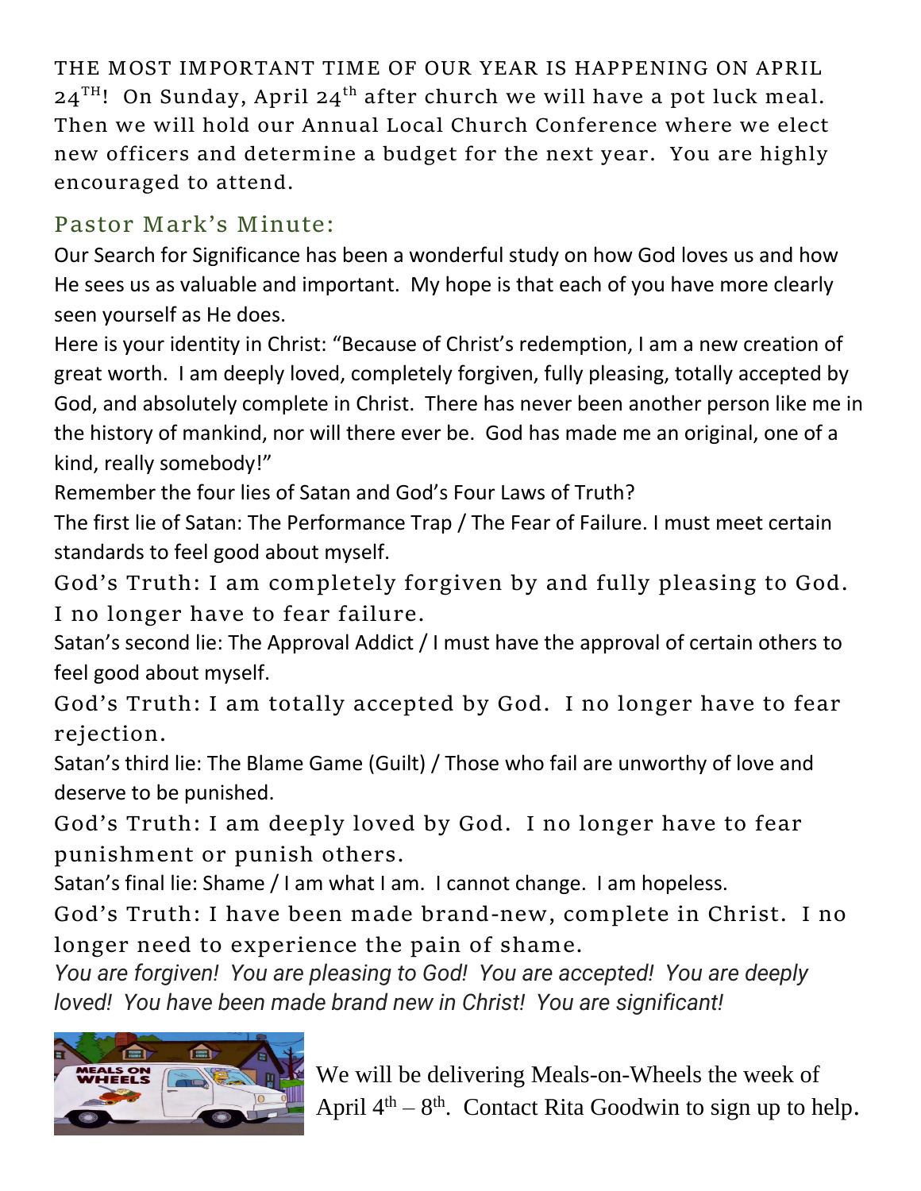THE MOST IMPORTANT TIME OF OUR YEAR IS HAPPENING ON APRIL 24[TH]! On Sunday, April 24[th] after church we will have a pot luck meal. Then we will hold our Annual Local Church Conference where we elect new officers and determine a budget for the next year. You are highly encouraged to attend.

## Pastor Mark's Minute:

Our Search for Significance has been a wonderful study on how God loves us and how He sees us as valuable and important. My hope is that each of you have more clearly seen yourself as He does.

Here is your identity in Christ: "Because of Christ's redemption, I am a new creation of great worth. I am deeply loved, completely forgiven, fully pleasing, totally accepted by God, and absolutely complete in Christ. There has never been another person like me in the history of mankind, nor will there ever be. God has made me an original, one of a kind, really somebody!"

Remember the four lies of Satan and God's Four Laws of Truth?

The first lie of Satan: The Performance Trap / The Fear of Failure. I must meet certain standards to feel good about myself.

God's Truth: I am completely forgiven by and fully pleasing to God. I no longer have to fear failure.

Satan's second lie: The Approval Addict / I must have the approval of certain others to feel good about myself.

God's Truth: I am totally accepted by God. I no longer have to fear rejection.

Satan's third lie: The Blame Game (Guilt) / Those who fail are unworthy of love and deserve to be punished.

God's Truth: I am deeply loved by God. I no longer have to fear punishment or punish others.

Satan's final lie: Shame / I am what I am. I cannot change. I am hopeless.

God's Truth: I have been made brand-new, complete in Christ. I no longer need to experience the pain of shame.

*You are forgiven! You are pleasing to God! You are accepted! You are deeply loved! You have been made brand new in Christ! You are significant!*

We will be delivering Meals-on-Wheels the week of April 4[th] – 8[th]. Contact Rita Goodwin to sign up to help.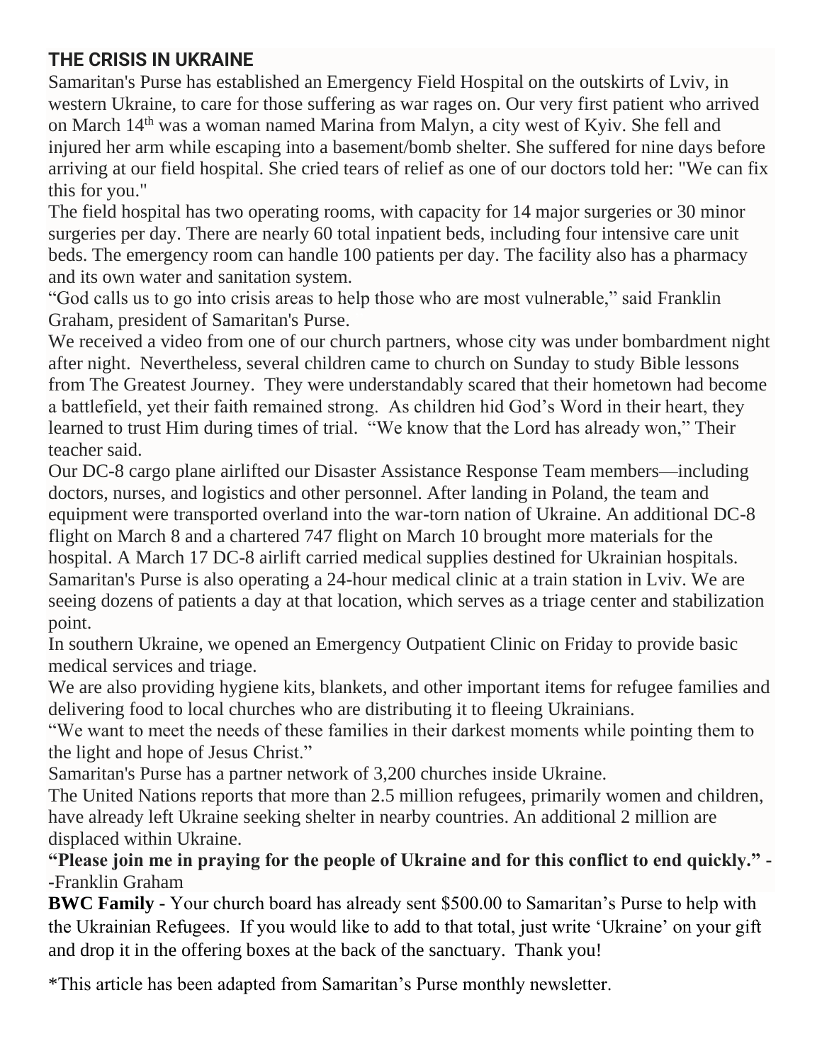## THE CRISIS IN UKRAINE

Samaritan's Purse has established an Emergency Field Hospital on the outskirts of Lviv, in western Ukraine, to care for those suffering as war rages on. Our very first patient who arrived on March 14th was a woman named Marina from Malyn, a city west of Kyiv. She fell and injured her arm while escaping into a basement/bomb shelter. She suffered for nine days before arriving at our field hospital. She cried tears of relief as one of our doctors told her: "We can fix this for you."

The field hospital has two operating rooms, with capacity for 14 major surgeries or 30 minor surgeries per day. There are nearly 60 total inpatient beds, including four intensive care unit beds. The emergency room can handle 100 patients per day. The facility also has a pharmacy and its own water and sanitation system.

"God calls us to go into crisis areas to help those who are most vulnerable," said Franklin Graham, president of Samaritan's Purse.

We received a video from one of our church partners, whose city was under bombardment night after night. Nevertheless, several children came to church on Sunday to study Bible lessons from The Greatest Journey. They were understandably scared that their hometown had become a battlefield, yet their faith remained strong. As children hid God's Word in their heart, they learned to trust Him during times of trial. "We know that the Lord has already won," Their teacher said.

Our DC-8 cargo plane airlifted our Disaster Assistance Response Team members—including doctors, nurses, and logistics and other personnel. After landing in Poland, the team and equipment were transported overland into the war-torn nation of Ukraine. An additional DC-8 flight on March 8 and a chartered 747 flight on March 10 brought more materials for the hospital. A March 17 DC-8 airlift carried medical supplies destined for Ukrainian hospitals.

Samaritan's Purse is also operating a 24-hour medical clinic at a train station in Lviv. We are seeing dozens of patients a day at that location, which serves as a triage center and stabilization point.

In southern Ukraine, we opened an Emergency Outpatient Clinic on Friday to provide basic medical services and triage.

We are also providing hygiene kits, blankets, and other important items for refugee families and delivering food to local churches who are distributing it to fleeing Ukrainians.

"We want to meet the needs of these families in their darkest moments while pointing them to the light and hope of Jesus Christ."

Samaritan's Purse has a partner network of 3,200 churches inside Ukraine.

The United Nations reports that more than 2.5 million refugees, primarily women and children, have already left Ukraine seeking shelter in nearby countries. An additional 2 million are displaced within Ukraine.

**"Please join me in praying for the people of Ukraine and for this conflict to end quickly." -** -Franklin Graham

**BWC Family** - Your church board has already sent $500.00 to Samaritan's Purse to help with the Ukrainian Refugees. If you would like to add to that total, just write 'Ukraine' on your gift and drop it in the offering boxes at the back of the sanctuary. Thank you!

*This article has been adapted from Samaritan's Purse monthly newsletter.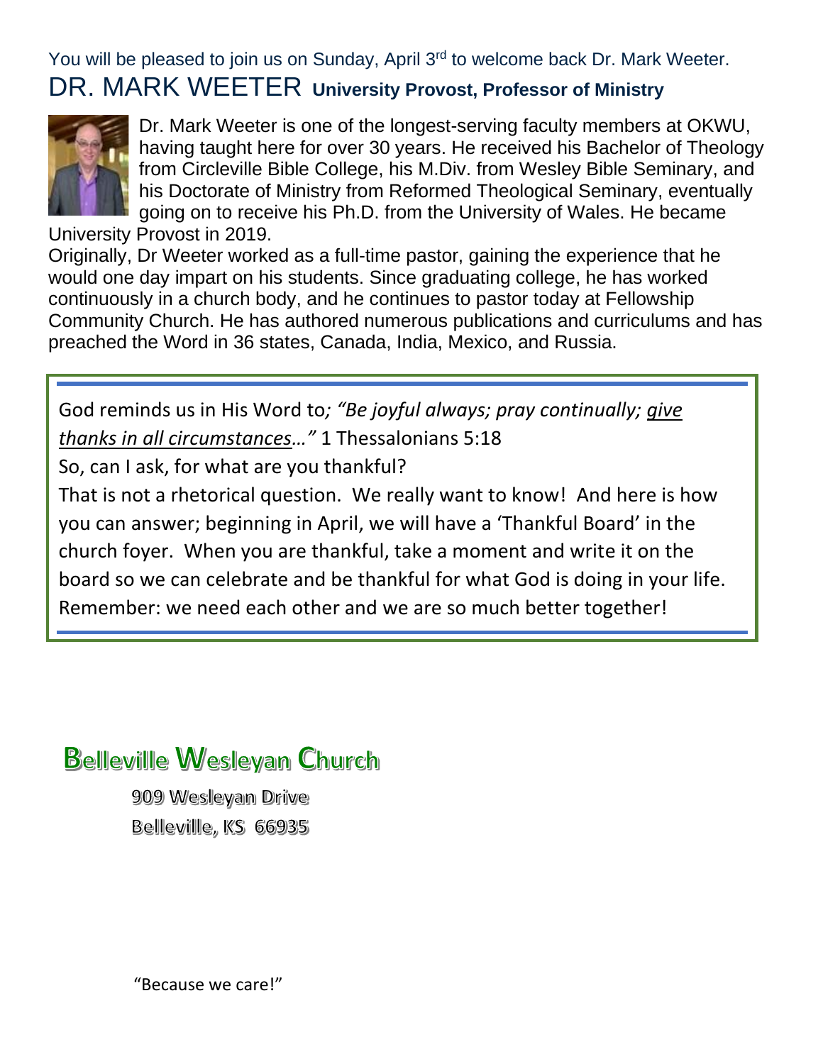You will be pleased to join us on Sunday, April 3rd to welcome back Dr. Mark Weeter.

## DR. MARK WEETER **University Provost, Professor of Ministry**

Dr. Mark Weeter is one of the longest-serving faculty members at OKWU, having taught here for over 30 years. He received his Bachelor of Theology from Circleville Bible College, his M.Div. from Wesley Bible Seminary, and his Doctorate of Ministry from Reformed Theological Seminary, eventually going on to receive his Ph.D. from the University of Wales. He became University Provost in 2019.

Originally, Dr Weeter worked as a full-time pastor, gaining the experience that he would one day impart on his students. Since graduating college, he has worked continuously in a church body, and he continues to pastor today at Fellowship Community Church. He has authored numerous publications and curriculums and has preached the Word in 36 states, Canada, India, Mexico, and Russia.

---

God reminds us in His Word to*; "Be joyful always; pray continually; give thanks in all circumstances…"* 1 Thessalonians 5:18

So, can I ask, for what are you thankful?

That is not a rhetorical question. We really want to know! And here is how you can answer; beginning in April, we will have a 'Thankful Board' in the church foyer. When you are thankful, take a moment and write it on the board so we can celebrate and be thankful for what God is doing in your life. Remember: we need each other and we are so much better together!

---

## Belleville Wesleyan Church

909 Wesleyan Drive
Belleville, KS 66935

"Because we care!"